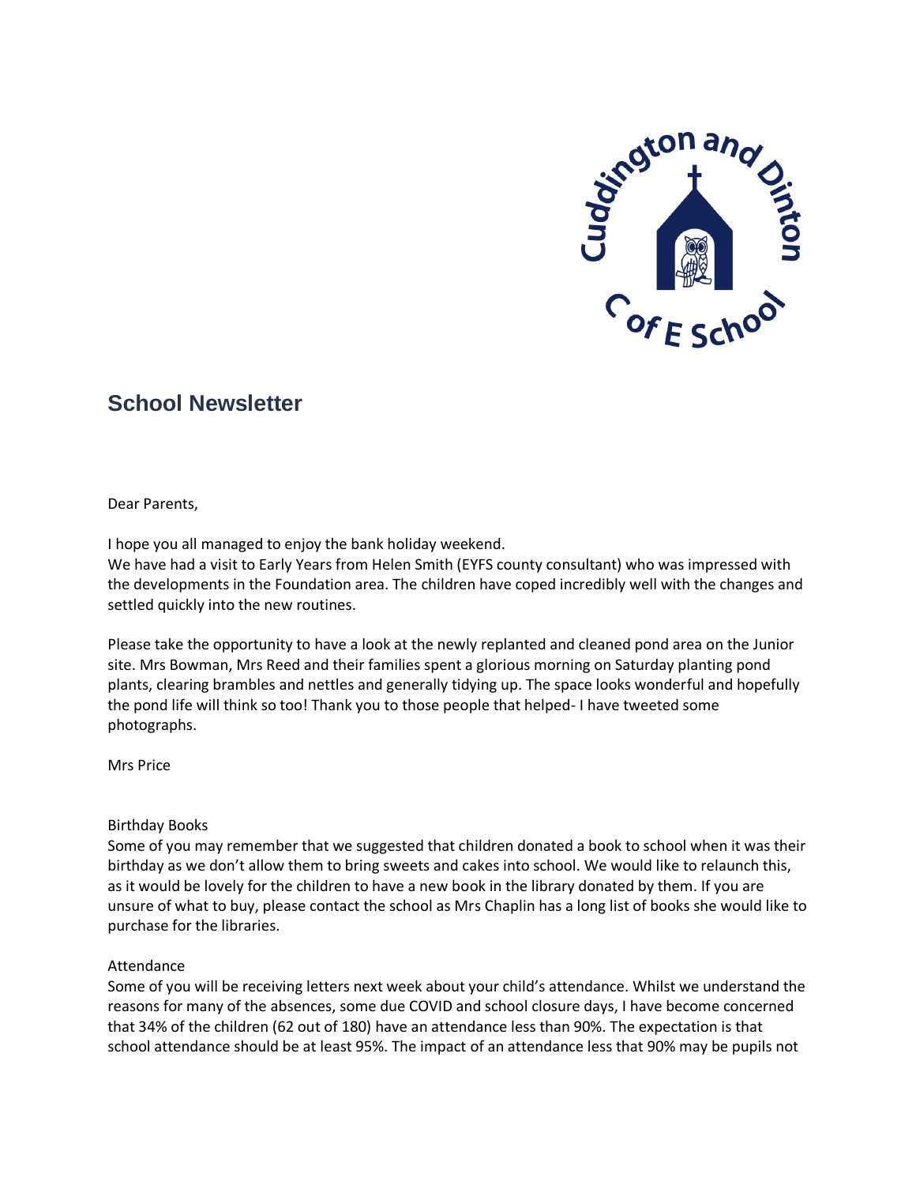## School Newsletter

Dear Parents,

I hope you all managed to enjoy the bank holiday weekend.
We have had a visit to Early Years from Helen Smith (EYFS county consultant) who was impressed with the developments in the Foundation area. The children have coped incredibly well with the changes and settled quickly into the new routines.

Please take the opportunity to have a look at the newly replanted and cleaned pond area on the Junior site. Mrs Bowman, Mrs Reed and their families spent a glorious morning on Saturday planting pond plants, clearing brambles and nettles and generally tidying up. The space looks wonderful and hopefully the pond life will think so too! Thank you to those people that helped- I have tweeted some photographs.

Mrs Price

Birthday Books
Some of you may remember that we suggested that children donated a book to school when it was their birthday as we don't allow them to bring sweets and cakes into school. We would like to relaunch this, as it would be lovely for the children to have a new book in the library donated by them. If you are unsure of what to buy, please contact the school as Mrs Chaplin has a long list of books she would like to purchase for the libraries.

Attendance
Some of you will be receiving letters next week about your child's attendance. Whilst we understand the reasons for many of the absences, some due COVID and school closure days, I have become concerned that 34% of the children (62 out of 180) have an attendance less than 90%. The expectation is that school attendance should be at least 95%. The impact of an attendance less that 90% may be pupils not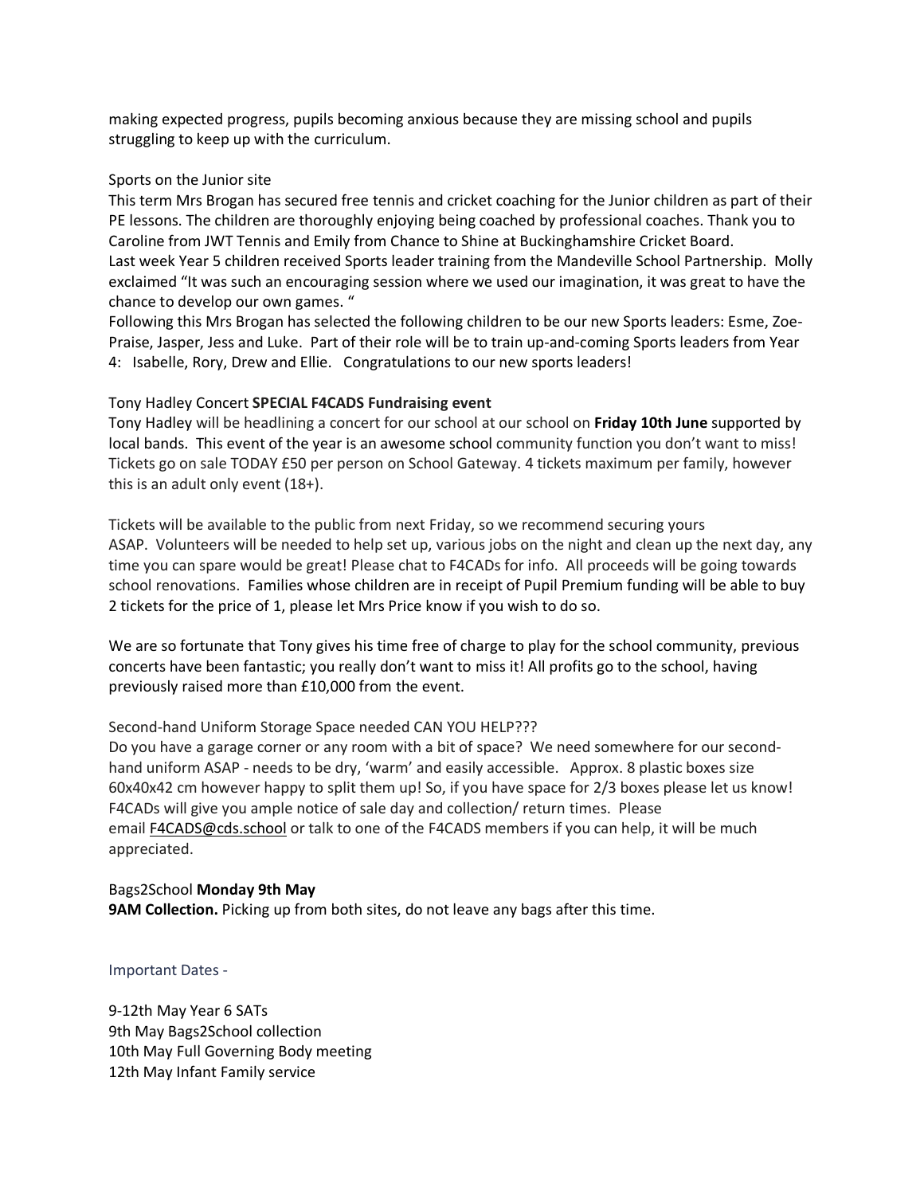making expected progress, pupils becoming anxious because they are missing school and pupils struggling to keep up with the curriculum.

Sports on the Junior site

This term Mrs Brogan has secured free tennis and cricket coaching for the Junior children as part of their PE lessons. The children are thoroughly enjoying being coached by professional coaches. Thank you to Caroline from JWT Tennis and Emily from Chance to Shine at Buckinghamshire Cricket Board.

Last week Year 5 children received Sports leader training from the Mandeville School Partnership. Molly exclaimed "It was such an encouraging session where we used our imagination, it was great to have the chance to develop our own games. "

Following this Mrs Brogan has selected the following children to be our new Sports leaders: Esme, Zoe-Praise, Jasper, Jess and Luke. Part of their role will be to train up-and-coming Sports leaders from Year 4: Isabelle, Rory, Drew and Ellie. Congratulations to our new sports leaders!

Tony Hadley Concert **SPECIAL F4CADS Fundraising event**

Tony Hadley will be headlining a concert for our school at our school on **Friday 10th June** supported by local bands. This event of the year is an awesome school community function you don't want to miss! Tickets go on sale TODAY £50 per person on School Gateway. 4 tickets maximum per family, however this is an adult only event (18+).

Tickets will be available to the public from next Friday, so we recommend securing yours ASAP. Volunteers will be needed to help set up, various jobs on the night and clean up the next day, any time you can spare would be great! Please chat to F4CADs for info. All proceeds will be going towards school renovations. Families whose children are in receipt of Pupil Premium funding will be able to buy 2 tickets for the price of 1, please let Mrs Price know if you wish to do so.

We are so fortunate that Tony gives his time free of charge to play for the school community, previous concerts have been fantastic; you really don't want to miss it! All profits go to the school, having previously raised more than £10,000 from the event.

Second-hand Uniform Storage Space needed CAN YOU HELP???

Do you have a garage corner or any room with a bit of space? We need somewhere for our second-hand uniform ASAP - needs to be dry, 'warm' and easily accessible. Approx. 8 plastic boxes size 60x40x42 cm however happy to split them up! So, if you have space for 2/3 boxes please let us know! F4CADs will give you ample notice of sale day and collection/ return times. Please email F4CADS@cds.school or talk to one of the F4CADS members if you can help, it will be much appreciated.

Bags2School **Monday 9th May**

**9AM Collection.** Picking up from both sites, do not leave any bags after this time.

Important Dates -

9-12th May Year 6 SATs
9th May Bags2School collection
10th May Full Governing Body meeting
12th May Infant Family service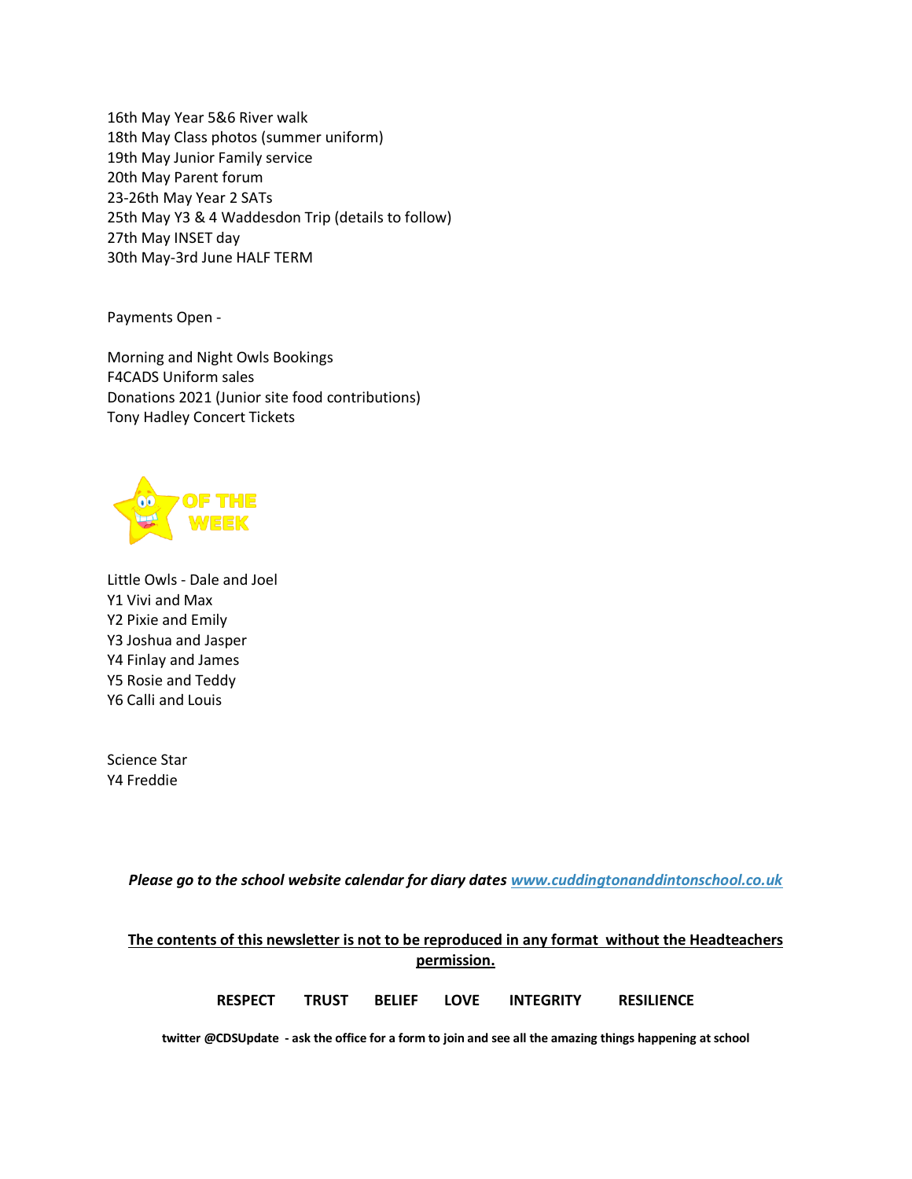16th May Year 5&6 River walk
18th May Class photos (summer uniform)
19th May Junior Family service
20th May Parent forum
23-26th May Year 2 SATs
25th May Y3 & 4 Waddesdon Trip (details to follow)
27th May INSET day
30th May-3rd June HALF TERM

Payments Open -

Morning and Night Owls Bookings
F4CADS Uniform sales
Donations 2021 (Junior site food contributions)
Tony Hadley Concert Tickets

OF THE WEEK

Little Owls - Dale and Joel
Y1 Vivi and Max
Y2 Pixie and Emily
Y3 Joshua and Jasper
Y4 Finlay and James
Y5 Rosie and Teddy
Y6 Calli and Louis

Science Star
Y4 Freddie

***Please go to the school website calendar for diary dates [www.cuddingtonanddintonschool.co.uk](http://www.cuddingtonanddintonschool.co.uk)***

**The contents of this newsletter is not to be reproduced in any format without the Headteachers permission.**

**RESPECT TRUST BELIEF LOVE INTEGRITY RESILIENCE**

**twitter @CDSUpdate - ask the office for a form to join and see all the amazing things happening at school**